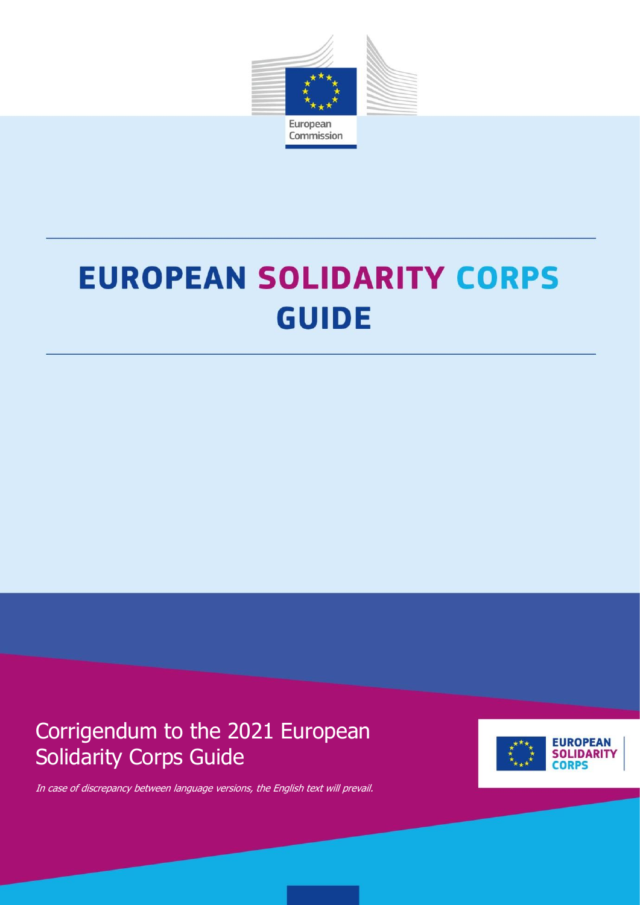European Commission

# EUROPEAN SOLIDARITY CORPS GUIDE

Corrigendum to the 2021 European Solidarity Corps Guide

*In case of discrepancy between language versions, the English text will prevail.*

EUROPEAN SOLIDARITY CORPS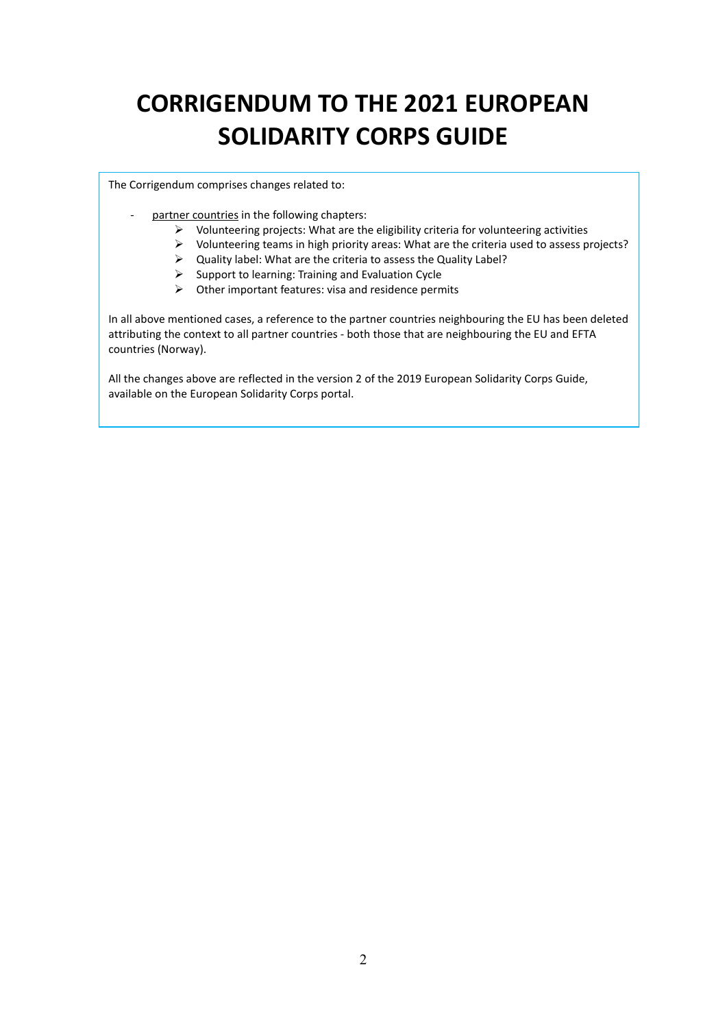# CORRIGENDUM TO THE 2021 EUROPEAN SOLIDARITY CORPS GUIDE

The Corrigendum comprises changes related to:

- partner countries in the following chapters:
  - Volunteering projects: What are the eligibility criteria for volunteering activities
  - Volunteering teams in high priority areas: What are the criteria used to assess projects?
  - Quality label: What are the criteria to assess the Quality Label?
  - Support to learning: Training and Evaluation Cycle
  - Other important features: visa and residence permits

In all above mentioned cases, a reference to the partner countries neighbouring the EU has been deleted attributing the context to all partner countries - both those that are neighbouring the EU and EFTA countries (Norway).

All the changes above are reflected in the version 2 of the 2019 European Solidarity Corps Guide, available on the European Solidarity Corps portal.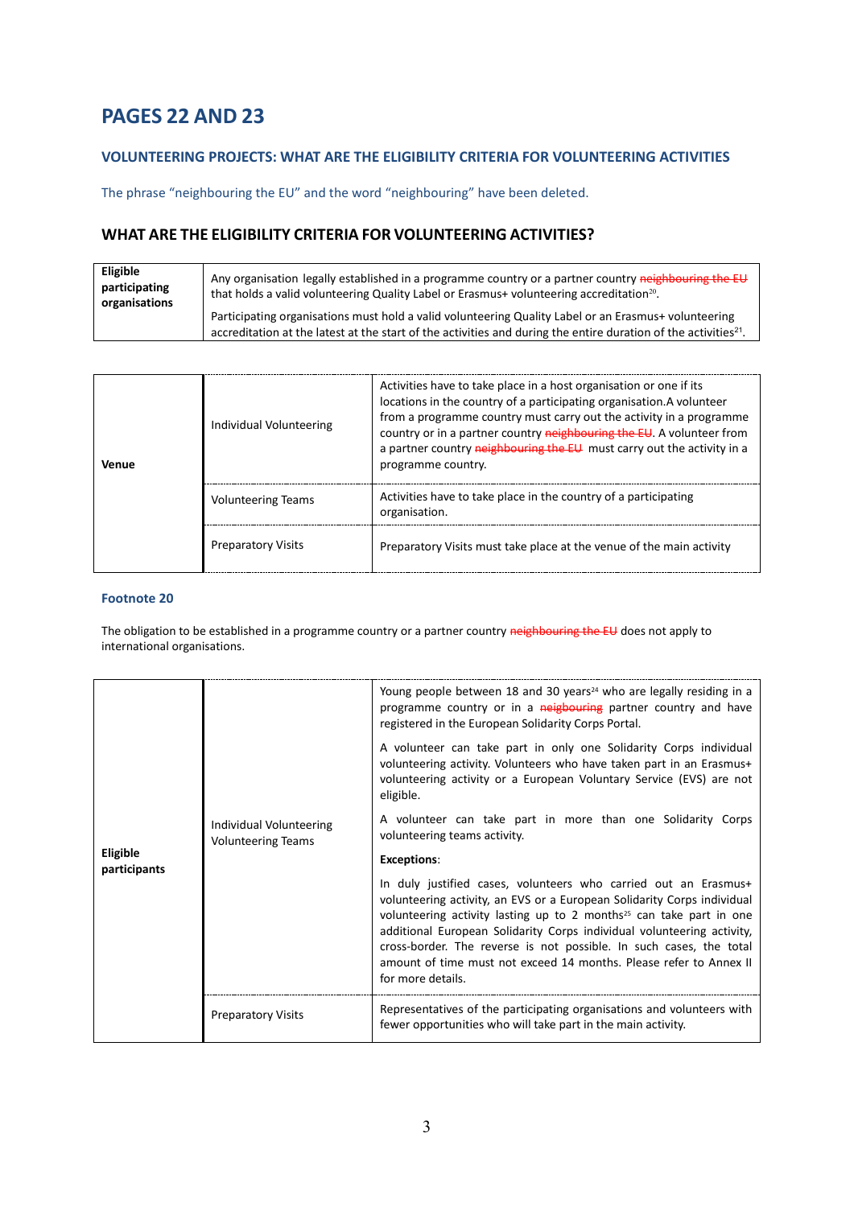# PAGES 22 AND 23

### VOLUNTEERING PROJECTS: WHAT ARE THE ELIGIBILITY CRITERIA FOR VOLUNTEERING ACTIVITIES

The phrase "neighbouring the EU" and the word "neighbouring" have been deleted.

## WHAT ARE THE ELIGIBILITY CRITERIA FOR VOLUNTEERING ACTIVITIES?

| | |
|---|---|
| **Eligible participating organisations** | Any organisation legally established in a programme country or a partner country ~~neighbouring the EU~~ that holds a valid volunteering Quality Label or Erasmus+ volunteering accreditation[20]. Participating organisations must hold a valid volunteering Quality Label or an Erasmus+ volunteering accreditation at the latest at the start of the activities and during the entire duration of the activities[21]. |

| | | |
|---|---|---|
| **Venue** | Individual Volunteering | Activities have to take place in a host organisation or one if its locations in the country of a participating organisation.A volunteer from a programme country must carry out the activity in a programme country or in a partner country ~~neighbouring the EU~~. A volunteer from a partner country ~~neighbouring the EU~~ must carry out the activity in a programme country. |
| | Volunteering Teams | Activities have to take place in the country of a participating organisation. |
| | Preparatory Visits | Preparatory Visits must take place at the venue of the main activity |

### Footnote 20

The obligation to be established in a programme country or a partner country ~~neighbouring the EU~~ does not apply to international organisations.

| | | |
|---|---|---|
| **Eligible participants** | Individual Volunteering Volunteering Teams | Young people between 18 and 30 years[24] who are legally residing in a programme country or in a ~~neigbouring~~ partner country and have registered in the European Solidarity Corps Portal. A volunteer can take part in only one Solidarity Corps individual volunteering activity. Volunteers who have taken part in an Erasmus+ volunteering activity or a European Voluntary Service (EVS) are not eligible. A volunteer can take part in more than one Solidarity Corps volunteering teams activity. **Exceptions**: In duly justified cases, volunteers who carried out an Erasmus+ volunteering activity, an EVS or a European Solidarity Corps individual volunteering activity lasting up to 2 months[25] can take part in one additional European Solidarity Corps individual volunteering activity, cross-border. The reverse is not possible. In such cases, the total amount of time must not exceed 14 months. Please refer to Annex II for more details. |
| | Preparatory Visits | Representatives of the participating organisations and volunteers with fewer opportunities who will take part in the main activity. |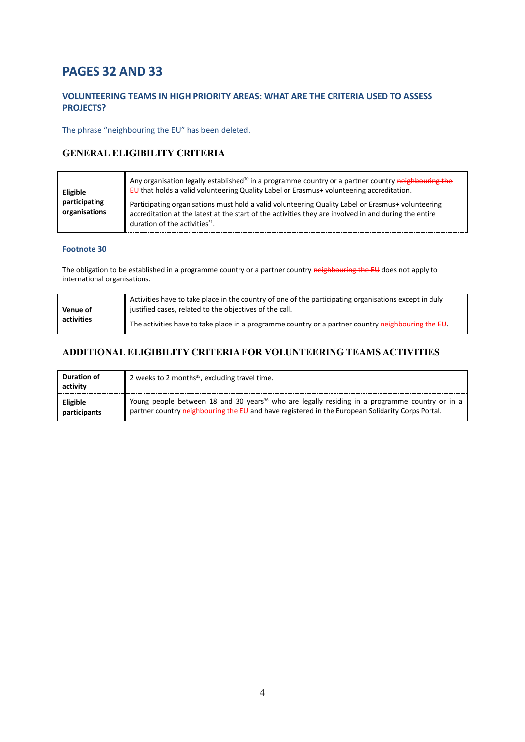# PAGES 32 AND 33

## VOLUNTEERING TEAMS IN HIGH PRIORITY AREAS: WHAT ARE THE CRITERIA USED TO ASSESS PROJECTS?

The phrase "neighbouring the EU" has been deleted.

### GENERAL ELIGIBILITY CRITERIA

| | |
|---|---|
| **Eligible participating organisations** | Any organisation legally established[30] in a programme country or a partner country ~~neighbouring the EU~~ that holds a valid volunteering Quality Label or Erasmus+ volunteering accreditation.<br><br>Participating organisations must hold a valid volunteering Quality Label or Erasmus+ volunteering accreditation at the latest at the start of the activities they are involved in and during the entire duration of the activities[31]. |

#### Footnote 30

The obligation to be established in a programme country or a partner country ~~neighbouring the EU~~ does not apply to international organisations.

| | |
|---|---|
| **Venue of activities** | Activities have to take place in the country of one of the participating organisations except in duly justified cases, related to the objectives of the call.<br><br>The activities have to take place in a programme country or a partner country ~~neighbouring the EU~~. |

### ADDITIONAL ELIGIBILITY CRITERIA FOR VOLUNTEERING TEAMS ACTIVITIES

| | |
|---|---|
| **Duration of activity** | 2 weeks to 2 months[35], excluding travel time. |
| **Eligible participants** | Young people between 18 and 30 years[36] who are legally residing in a programme country or in a partner country ~~neighbouring the EU~~ and have registered in the European Solidarity Corps Portal. |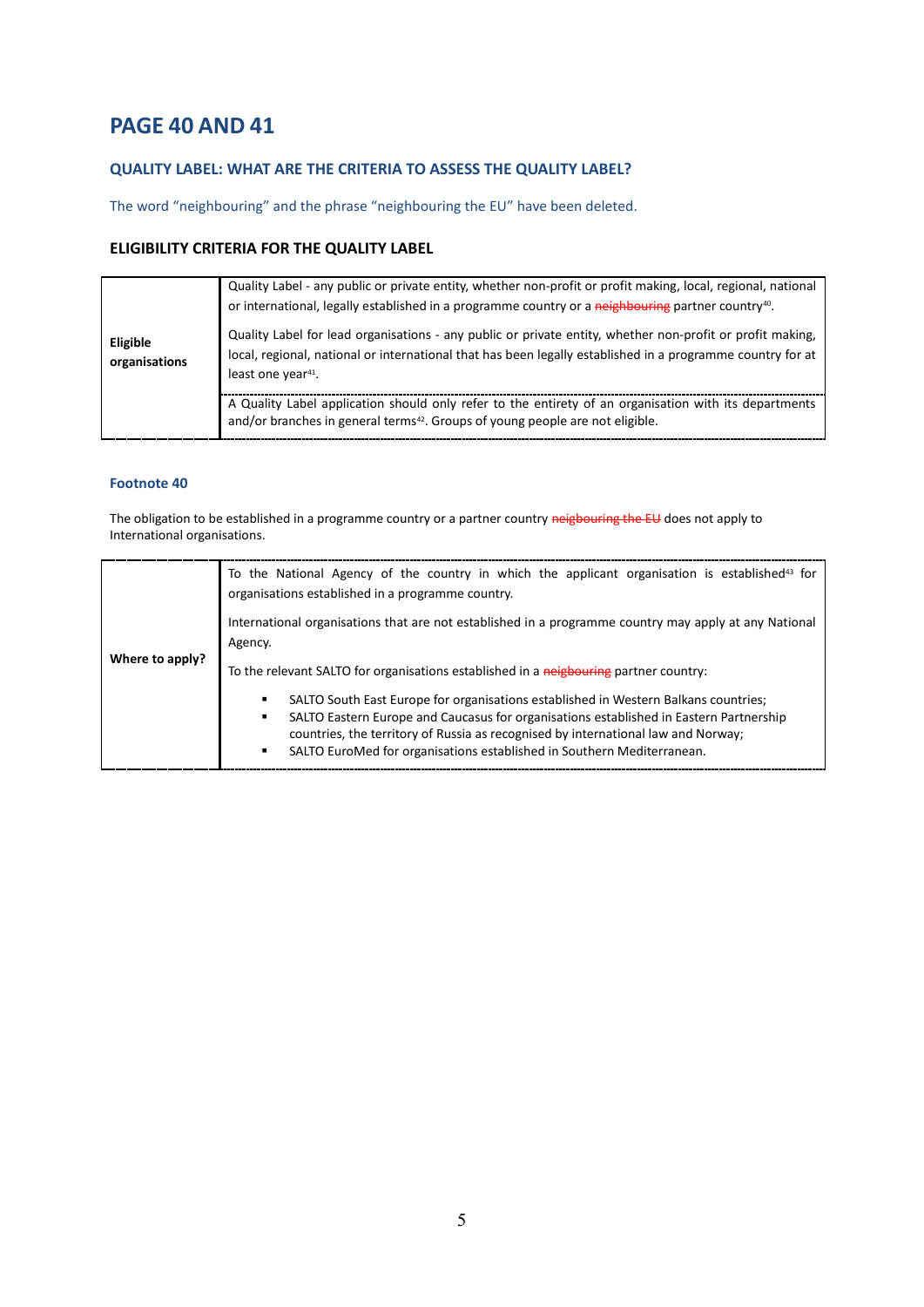# PAGE 40 AND 41

### QUALITY LABEL: WHAT ARE THE CRITERIA TO ASSESS THE QUALITY LABEL?

The word "neighbouring" and the phrase "neighbouring the EU" have been deleted.

### ELIGIBILITY CRITERIA FOR THE QUALITY LABEL

| | |
|---|---|
| **Eligible organisations** | Quality Label - any public or private entity, whether non-profit or profit making, local, regional, national or international, legally established in a programme country or a ~~neighbouring~~ partner country[40].<br><br>Quality Label for lead organisations - any public or private entity, whether non-profit or profit making, local, regional, national or international that has been legally established in a programme country for at least one year[41].<br><br>A Quality Label application should only refer to the entirety of an organisation with its departments and/or branches in general terms[42]. Groups of young people are not eligible. |

#### Footnote 40

The obligation to be established in a programme country or a partner country ~~neigbouring the EU~~ does not apply to International organisations.

| | |
|---|---|
| **Where to apply?** | To the National Agency of the country in which the applicant organisation is established[43] for organisations established in a programme country.<br><br>International organisations that are not established in a programme country may apply at any National Agency.<br><br>To the relevant SALTO for organisations established in a ~~neigbouring~~ partner country:<br>▪ SALTO South East Europe for organisations established in Western Balkans countries;<br>▪ SALTO Eastern Europe and Caucasus for organisations established in Eastern Partnership countries, the territory of Russia as recognised by international law and Norway;<br>▪ SALTO EuroMed for organisations established in Southern Mediterranean. |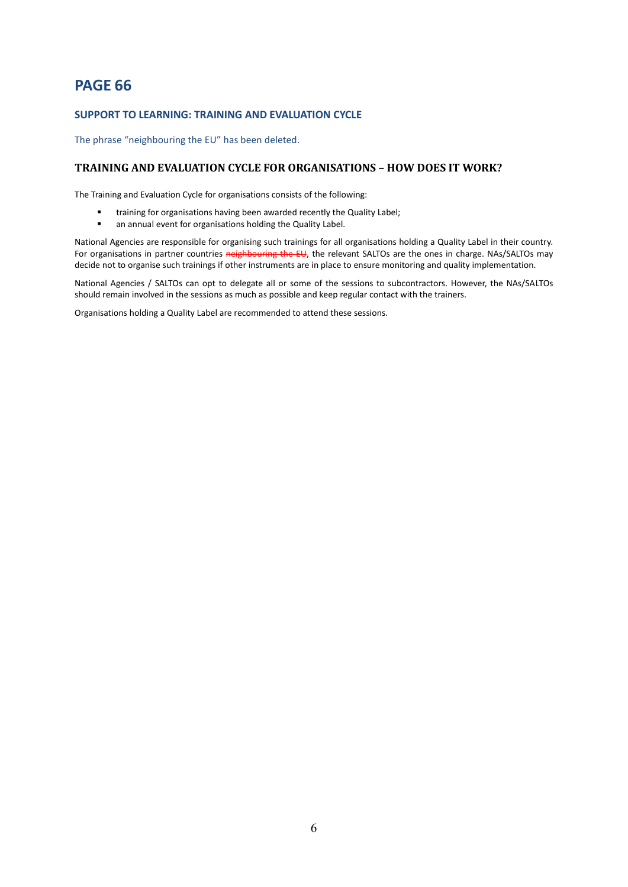# PAGE 66

## SUPPORT TO LEARNING: TRAINING AND EVALUATION CYCLE

The phrase "neighbouring the EU" has been deleted.

### TRAINING AND EVALUATION CYCLE FOR ORGANISATIONS – HOW DOES IT WORK?

The Training and Evaluation Cycle for organisations consists of the following:

- training for organisations having been awarded recently the Quality Label;
- an annual event for organisations holding the Quality Label.

National Agencies are responsible for organising such trainings for all organisations holding a Quality Label in their country. For organisations in partner countries ~~neighbouring the EU~~, the relevant SALTOs are the ones in charge. NAs/SALTOs may decide not to organise such trainings if other instruments are in place to ensure monitoring and quality implementation.

National Agencies / SALTOs can opt to delegate all or some of the sessions to subcontractors. However, the NAs/SALTOs should remain involved in the sessions as much as possible and keep regular contact with the trainers.

Organisations holding a Quality Label are recommended to attend these sessions.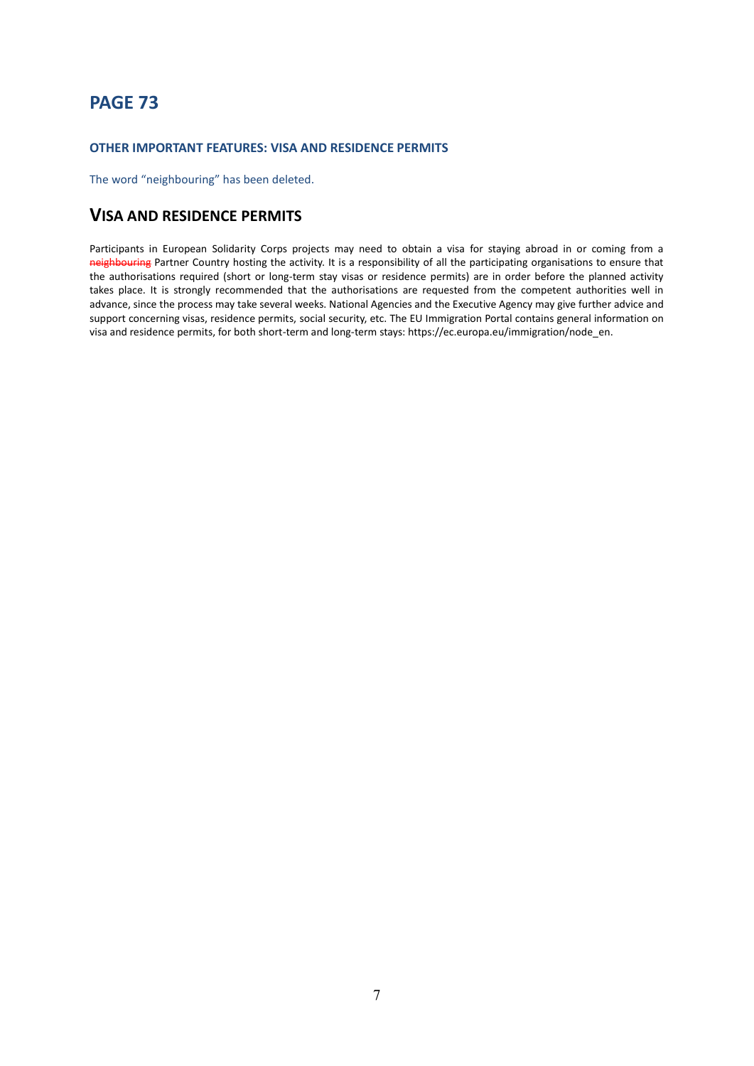# PAGE 73

#### OTHER IMPORTANT FEATURES: VISA AND RESIDENCE PERMITS

The word "neighbouring" has been deleted.

## VISA AND RESIDENCE PERMITS

Participants in European Solidarity Corps projects may need to obtain a visa for staying abroad in or coming from a ~~neighbouring~~ Partner Country hosting the activity. It is a responsibility of all the participating organisations to ensure that the authorisations required (short or long-term stay visas or residence permits) are in order before the planned activity takes place. It is strongly recommended that the authorisations are requested from the competent authorities well in advance, since the process may take several weeks. National Agencies and the Executive Agency may give further advice and support concerning visas, residence permits, social security, etc. The EU Immigration Portal contains general information on visa and residence permits, for both short-term and long-term stays: https://ec.europa.eu/immigration/node_en.